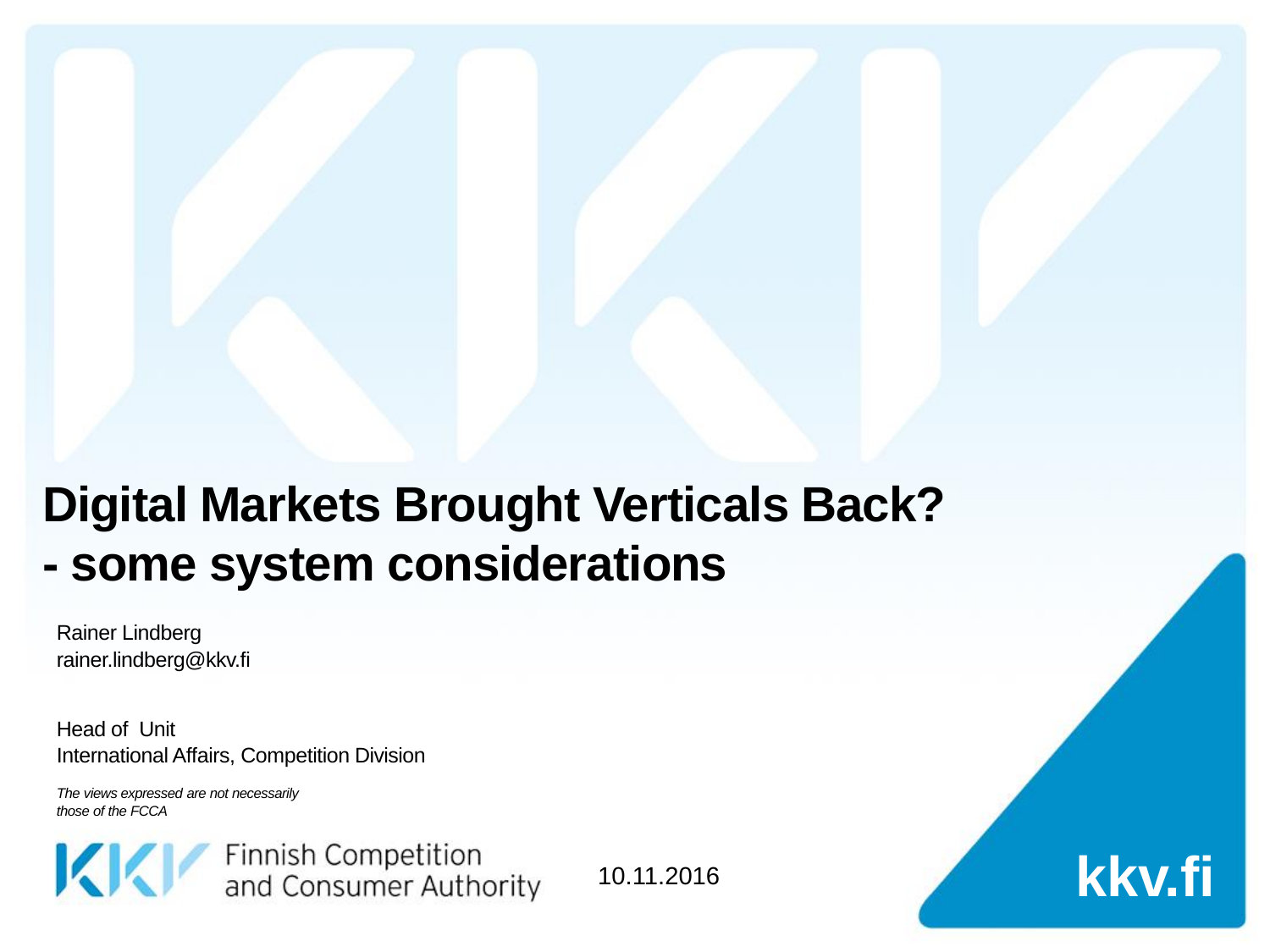# Digital Markets Brought Verticals Back?
# - some system considerations

Rainer Lindberg
rainer.lindberg@kkv.fi

Head of Unit
International Affairs, Competition Division

*The views expressed are not necessarily those of the FCCA*

Finnish Competition and Consumer Authority

10.11.2016

kkv.fi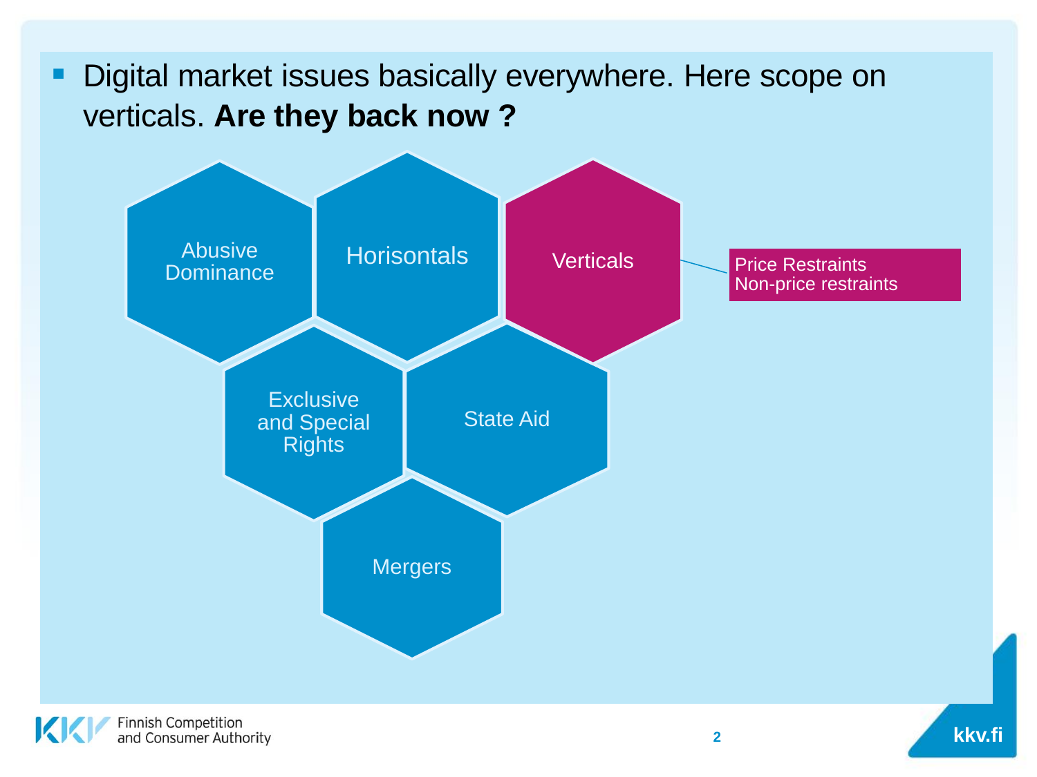- Digital market issues basically everywhere. Here scope on verticals. **Are they back now ?**

- Abusive Dominance
- Horisontals
- Verticals
  - Price Restraints
  - Non-price restraints
- Exclusive and Special Rights
- State Aid
- Mergers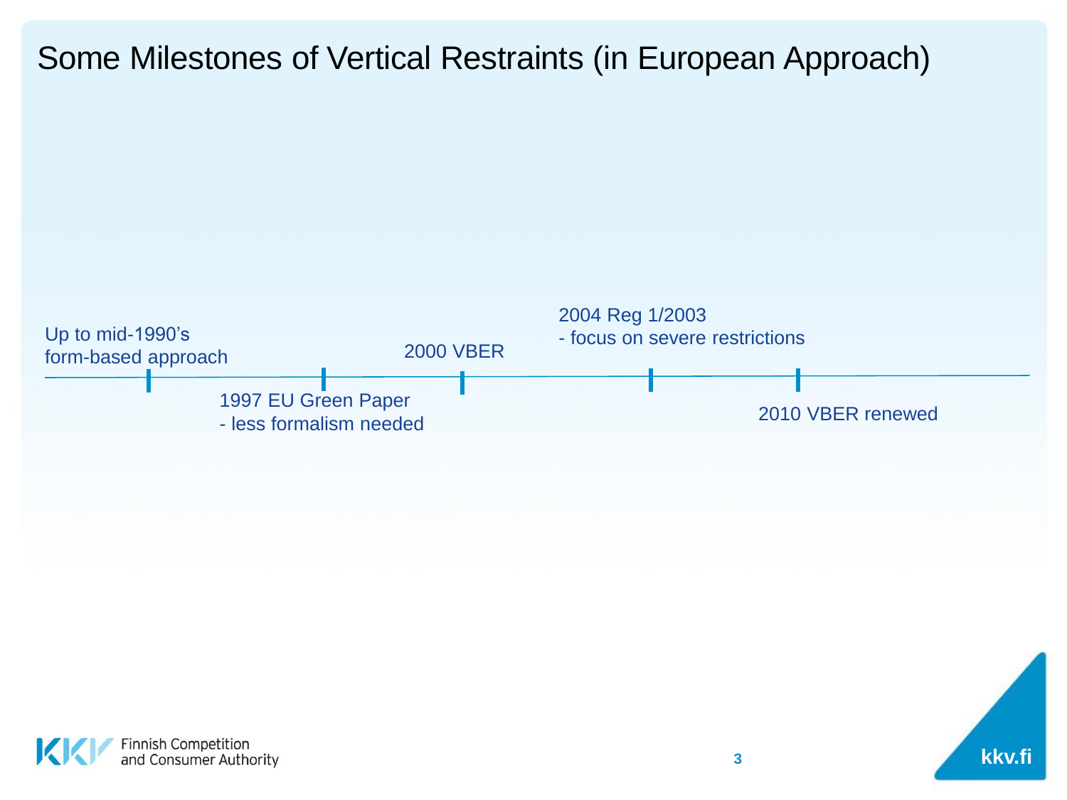# Some Milestones of Vertical Restraints (in European Approach)

- Up to mid-1990's form-based approach
- 1997 EU Green Paper - less formalism needed
- 2000 VBER
- 2004 Reg 1/2003 - focus on severe restrictions
- 2010 VBER renewed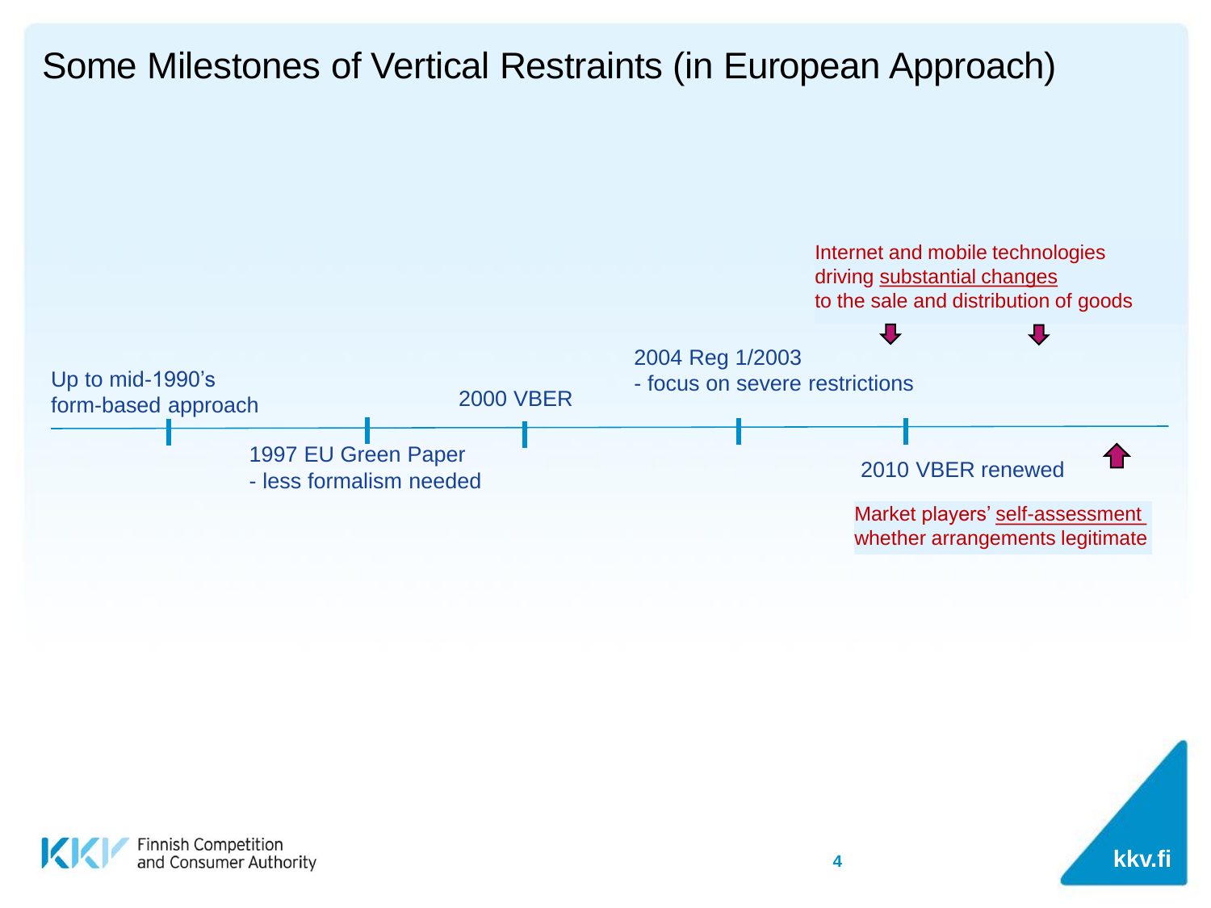# Some Milestones of Vertical Restraints (in European Approach)

Internet and mobile technologies driving substantial changes to the sale and distribution of goods

Up to mid-1990's form-based approach

1997 EU Green Paper
- less formalism needed

2000 VBER

2004 Reg 1/2003
- focus on severe restrictions

2010 VBER renewed

Market players' self-assessment whether arrangements legitimate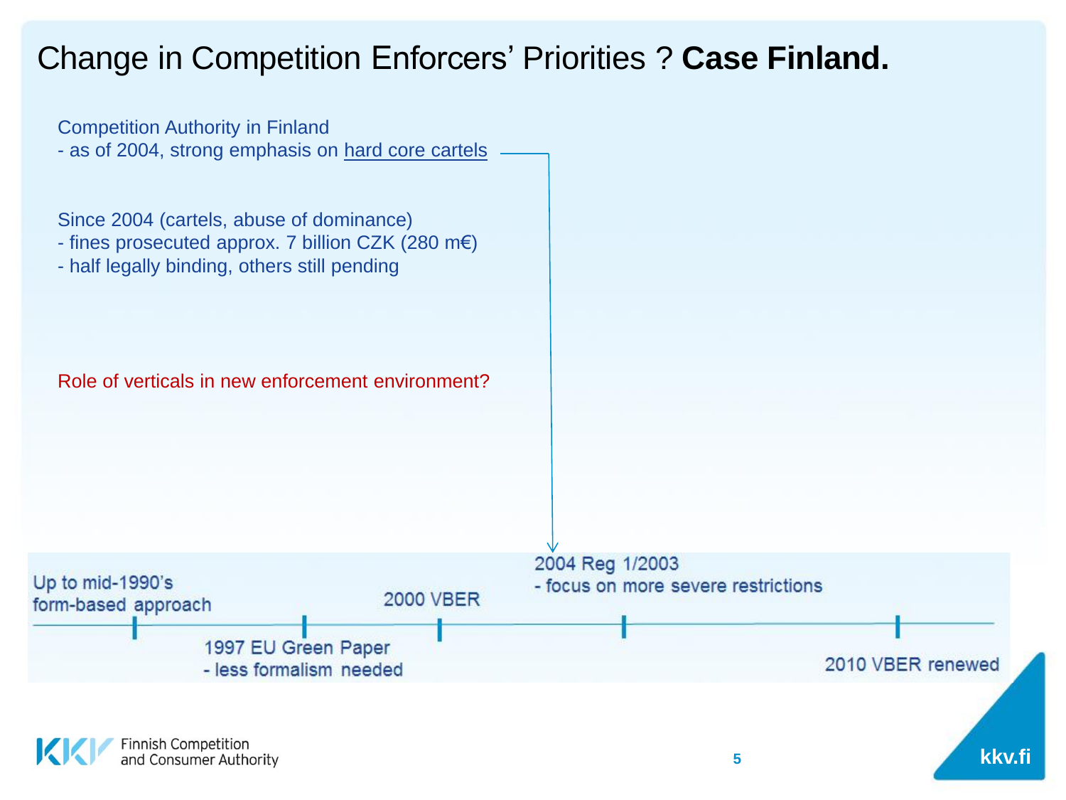# Change in Competition Enforcers' Priorities ? **Case Finland.**

Competition Authority in Finland
- as of 2004, strong emphasis on hard core cartels

Since 2004 (cartels, abuse of dominance)
- fines prosecuted approx. 7 billion CZK (280 m€)
- half legally binding, others still pending

Role of verticals in new enforcement environment?

Up to mid-1990's
form-based approach

1997 EU Green Paper
- less formalism needed

2000 VBER

2004 Reg 1/2003
- focus on more severe restrictions

2010 VBER renewed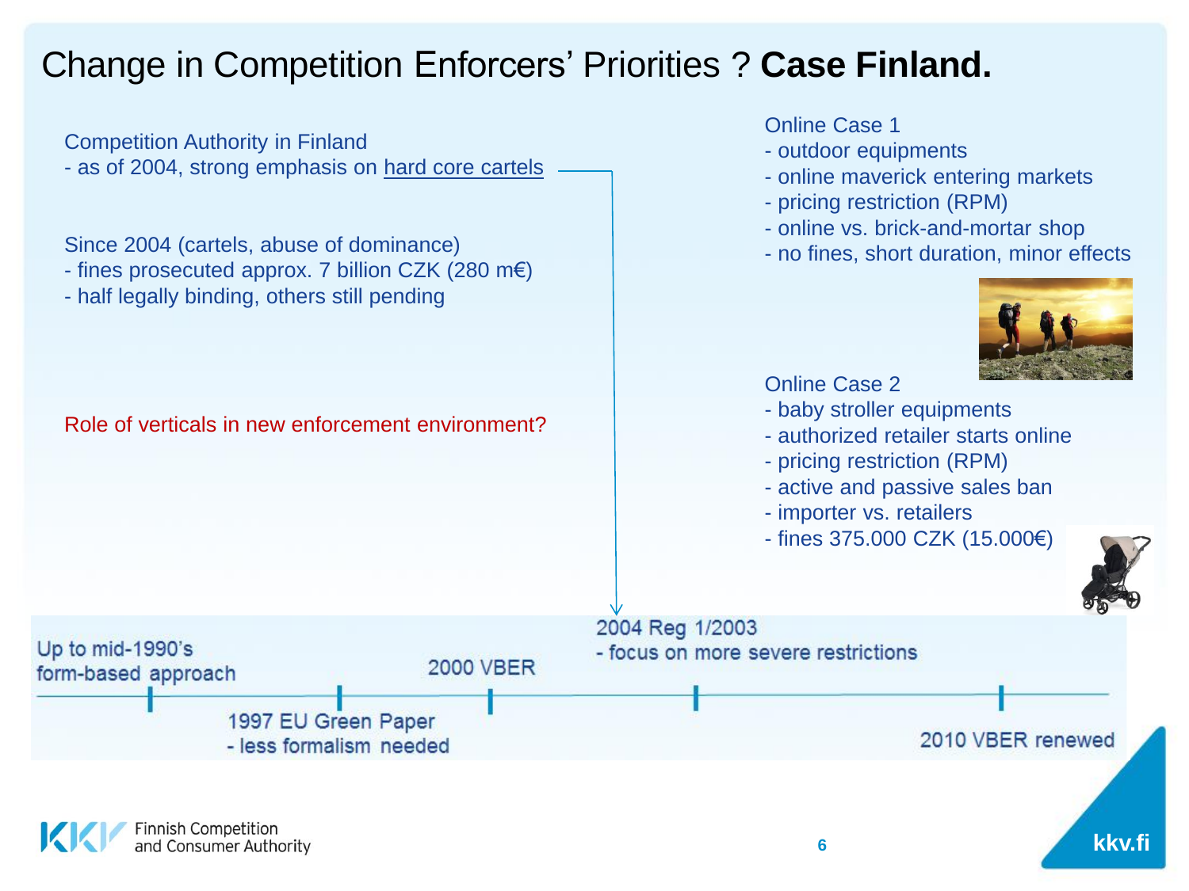# Change in Competition Enforcers' Priorities ? **Case Finland.**

Competition Authority in Finland
- as of 2004, strong emphasis on hard core cartels

Since 2004 (cartels, abuse of dominance)
- fines prosecuted approx. 7 billion CZK (280 m€)
- half legally binding, others still pending

Role of verticals in new enforcement environment?

Online Case 1
- outdoor equipments
- online maverick entering markets
- pricing restriction (RPM)
- online vs. brick-and-mortar shop
- no fines, short duration, minor effects

Online Case 2
- baby stroller equipments
- authorized retailer starts online
- pricing restriction (RPM)
- active and passive sales ban
- importer vs. retailers
- fines 375.000 CZK (15.000€)

Timeline:
- Up to mid-1990's form-based approach
- 1997 EU Green Paper - less formalism needed
- 2000 VBER
- 2004 Reg 1/2003 - focus on more severe restrictions
- 2010 VBER renewed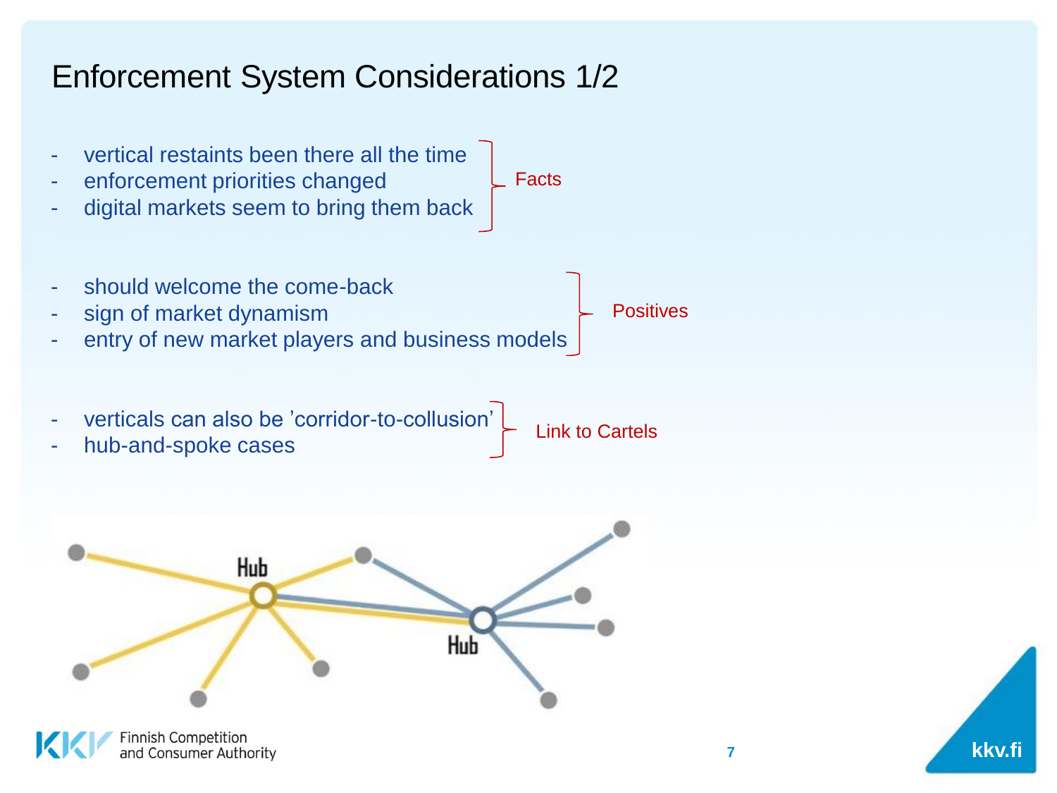# Enforcement System Considerations 1/2

**Facts**

- vertical restaints been there all the time
- enforcement priorities changed
- digital markets seem to bring them back

**Positives**

- should welcome the come-back
- sign of market dynamism
- entry of new market players and business models

**Link to Cartels**

- verticals can also be ’corridor-to-collusion’
- hub-and-spoke cases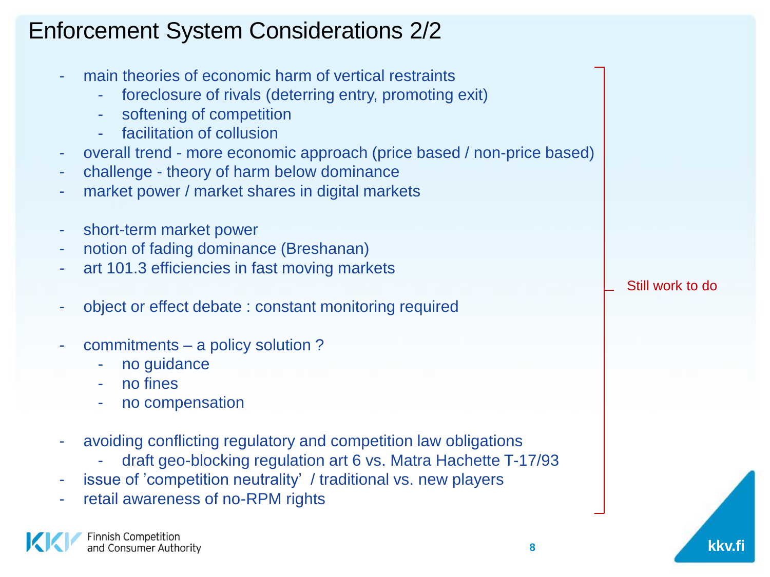# Enforcement System Considerations 2/2

- main theories of economic harm of vertical restraints
  - foreclosure of rivals (deterring entry, promoting exit)
  - softening of competition
  - facilitation of collusion
- overall trend - more economic approach (price based / non-price based)
- challenge - theory of harm below dominance
- market power / market shares in digital markets

- short-term market power
- notion of fading dominance (Breshanan)
- art 101.3 efficiencies in fast moving markets

- object or effect debate : constant monitoring required

- commitments – a policy solution ?
  - no guidance
  - no fines
  - no compensation

- avoiding conflicting regulatory and competition law obligations
  - draft geo-blocking regulation art 6 vs. Matra Hachette T-17/93
- issue of 'competition neutrality' / traditional vs. new players
- retail awareness of no-RPM rights

Still work to do

Finnish Competition and Consumer Authority

kkv.fi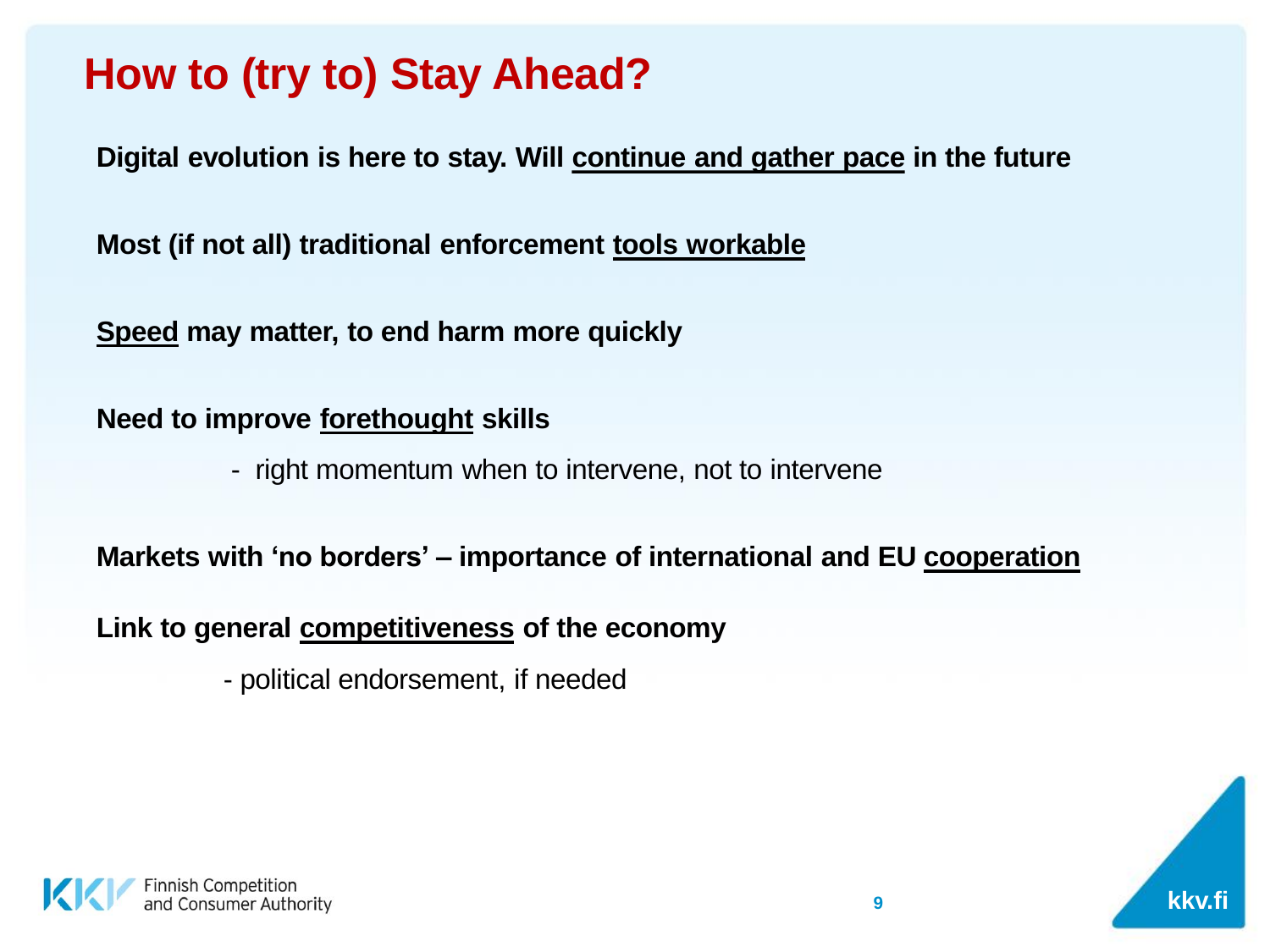# How to (try to) Stay Ahead?

**Digital evolution is here to stay. Will <u>continue and gather pace</u> in the future**

**Most (if not all) traditional enforcement <u>tools workable</u>**

**<u>Speed</u> may matter, to end harm more quickly**

**Need to improve <u>forethought</u> skills**

- right momentum when to intervene, not to intervene

**Markets with 'no borders' – importance of international and EU <u>cooperation</u>**

**Link to general <u>competitiveness</u> of the economy**

- political endorsement, if needed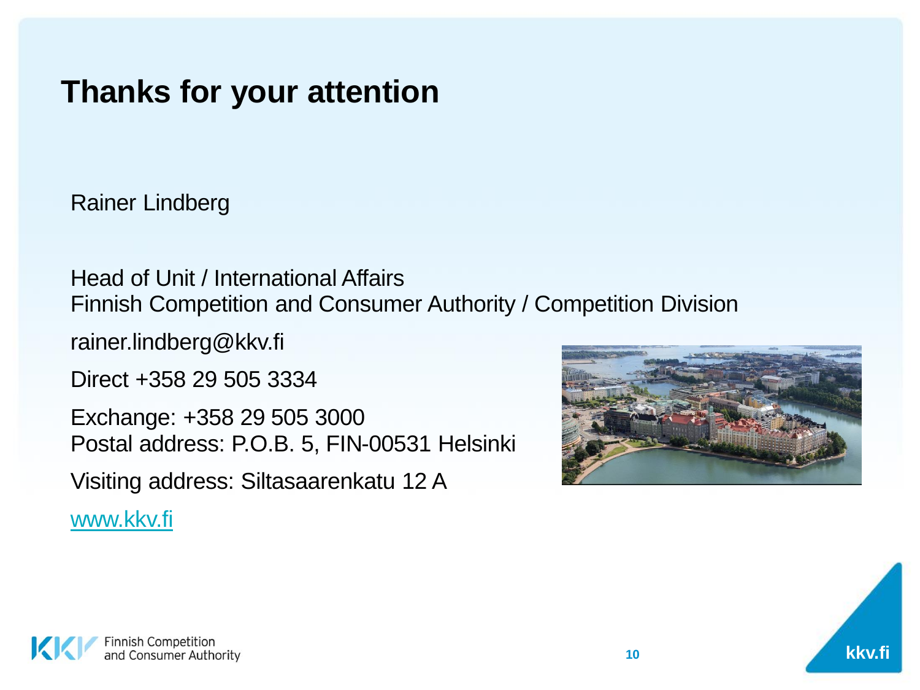# Thanks for your attention

Rainer Lindberg

Head of Unit / International Affairs
Finnish Competition and Consumer Authority / Competition Division

rainer.lindberg@kkv.fi

Direct +358 29 505 3334

Exchange: +358 29 505 3000
Postal address: P.O.B. 5, FIN-00531 Helsinki

Visiting address: Siltasaarenkatu 12 A

www.kkv.fi